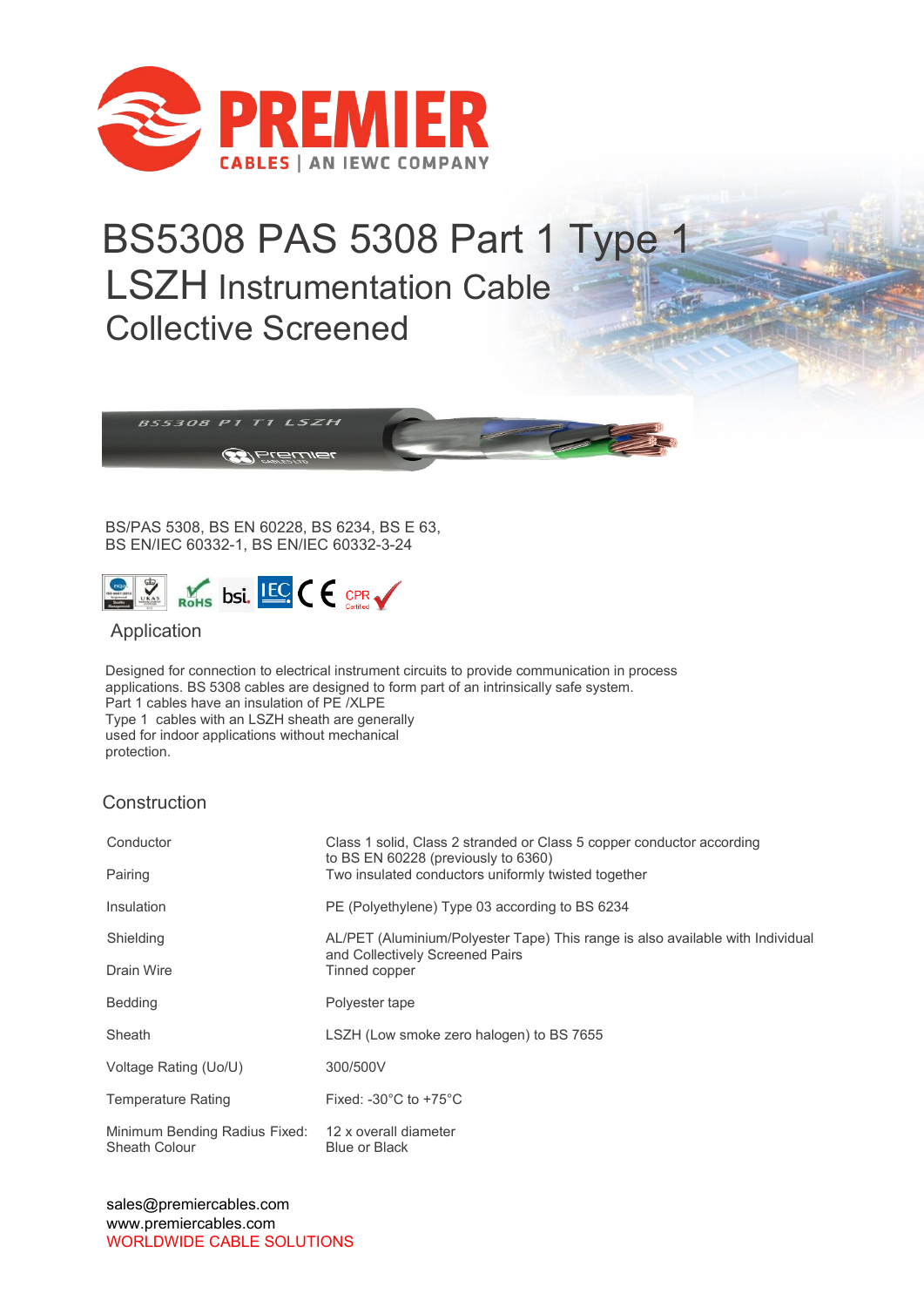PREMIER CABLES | AN IEWC COMPANY

# BS5308 PAS 5308 Part 1 Type 1 LSZH Instrumentation Cable Collective Screened

BS/PAS 5308, BS EN 60228, BS 6234, BS E 63,
BS EN/IEC 60332-1, BS EN/IEC 60332-3-24

## Application

Designed for connection to electrical instrument circuits to provide communication in process applications. BS 5308 cables are designed to form part of an intrinsically safe system.
Part 1 cables have an insulation of PE /XLPE
Type 1 cables with an LSZH sheath are generally used for indoor applications without mechanical protection.

## Construction

| | |
|---|---|
| Conductor | Class 1 solid, Class 2 stranded or Class 5 copper conductor according to BS EN 60228 (previously to 6360) |
| Pairing | Two insulated conductors uniformly twisted together |
| Insulation | PE (Polyethylene) Type 03 according to BS 6234 |
| Shielding | AL/PET (Aluminium/Polyester Tape) This range is also available with Individual and Collectively Screened Pairs |
| Drain Wire | Tinned copper |
| Bedding | Polyester tape |
| Sheath | LSZH (Low smoke zero halogen) to BS 7655 |
| Voltage Rating (Uo/U) | 300/500V |
| Temperature Rating | Fixed: -30°C to +75°C |
| Minimum Bending Radius Fixed: | 12 x overall diameter |
| Sheath Colour | Blue or Black |

sales@premiercables.com
www.premiercables.com
WORLDWIDE CABLE SOLUTIONS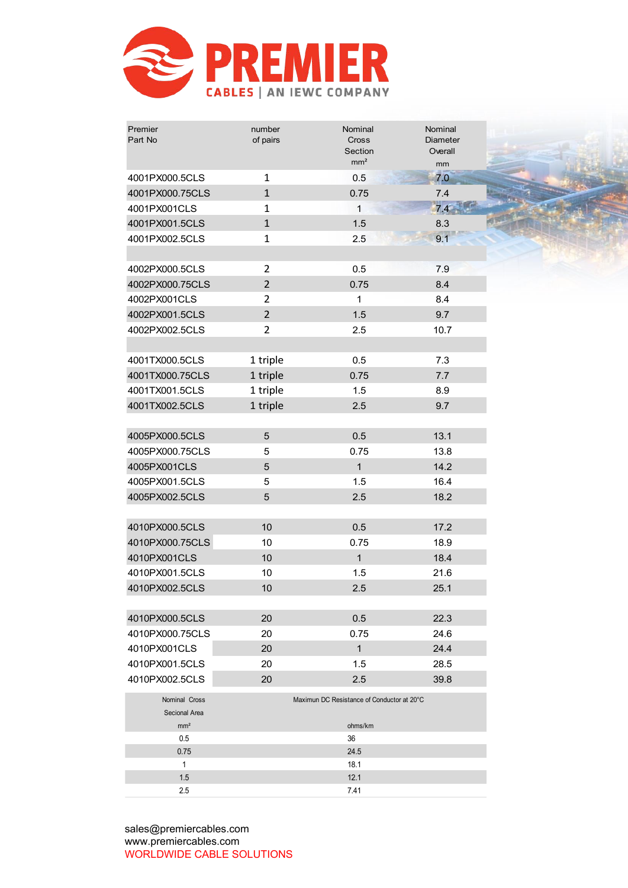**PREMIER**

CABLES | AN IEWC COMPANY

| Premier Part No | number of pairs | Nominal Cross Section mm² | Nominal Diameter Overall mm |
|---|---|---|---|
| 4001PX000.5CLS | 1 | 0.5 | 7.0 |
| 4001PX000.75CLS | 1 | 0.75 | 7.4 |
| 4001PX001CLS | 1 | 1 | 7.4 |
| 4001PX001.5CLS | 1 | 1.5 | 8.3 |
| 4001PX002.5CLS | 1 | 2.5 | 9.1 |
| | | | |
| 4002PX000.5CLS | 2 | 0.5 | 7.9 |
| 4002PX000.75CLS | 2 | 0.75 | 8.4 |
| 4002PX001CLS | 2 | 1 | 8.4 |
| 4002PX001.5CLS | 2 | 1.5 | 9.7 |
| 4002PX002.5CLS | 2 | 2.5 | 10.7 |
| | | | |
| 4001TX000.5CLS | 1 triple | 0.5 | 7.3 |
| 4001TX000.75CLS | 1 triple | 0.75 | 7.7 |
| 4001TX001.5CLS | 1 triple | 1.5 | 8.9 |
| 4001TX002.5CLS | 1 triple | 2.5 | 9.7 |
| | | | |
| 4005PX000.5CLS | 5 | 0.5 | 13.1 |
| 4005PX000.75CLS | 5 | 0.75 | 13.8 |
| 4005PX001CLS | 5 | 1 | 14.2 |
| 4005PX001.5CLS | 5 | 1.5 | 16.4 |
| 4005PX002.5CLS | 5 | 2.5 | 18.2 |
| | | | |
| 4010PX000.5CLS | 10 | 0.5 | 17.2 |
| 4010PX000.75CLS | 10 | 0.75 | 18.9 |
| 4010PX001CLS | 10 | 1 | 18.4 |
| 4010PX001.5CLS | 10 | 1.5 | 21.6 |
| 4010PX002.5CLS | 10 | 2.5 | 25.1 |
| | | | |
| 4010PX000.5CLS | 20 | 0.5 | 22.3 |
| 4010PX000.75CLS | 20 | 0.75 | 24.6 |
| 4010PX001CLS | 20 | 1 | 24.4 |
| 4010PX001.5CLS | 20 | 1.5 | 28.5 |
| 4010PX002.5CLS | 20 | 2.5 | 39.8 |

| Nominal Cross Secional Area mm² | Maximun DC Resistance of Conductor at 20°C ohms/km |
|---|---|
| 0.5 | 36 |
| 0.75 | 24.5 |
| 1 | 18.1 |
| 1.5 | 12.1 |
| 2.5 | 7.41 |

sales@premiercables.com
www.premiercables.com
WORLDWIDE CABLE SOLUTIONS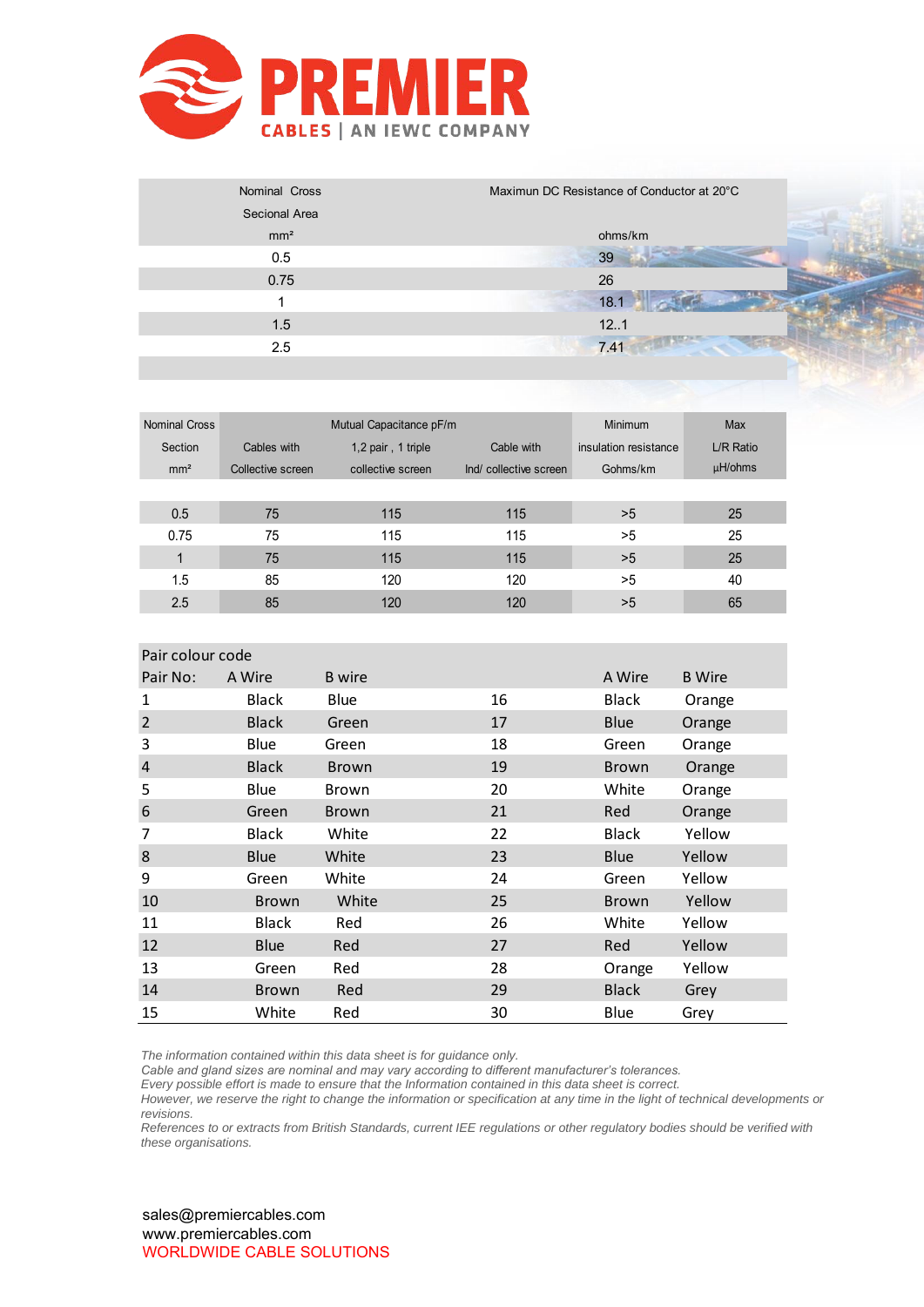# PREMIER

CABLES | AN IEWC COMPANY

| Nominal Cross Secional Area mm² | Maximun DC Resistance of Conductor at 20°C ohms/km |
|---|---|
| 0.5 | 39 |
| 0.75 | 26 |
| 1 | 18.1 |
| 1.5 | 12..1 |
| 2.5 | 7.41 |

| Nominal Cross Section mm² | Mutual Capacitance pF/m | | | Minimum insulation resistance Gohms/km | Max L/R Ratio µH/ohms |
|---|---|---|---|---|---|
| | Cables with Collective screen | 1,2 pair , 1 triple collective screen | Cable with Ind/ collective screen | | |
| 0.5 | 75 | 115 | 115 | >5 | 25 |
| 0.75 | 75 | 115 | 115 | >5 | 25 |
| 1 | 75 | 115 | 115 | >5 | 25 |
| 1.5 | 85 | 120 | 120 | >5 | 40 |
| 2.5 | 85 | 120 | 120 | >5 | 65 |

Pair colour code

| Pair No: | A Wire | B wire | | A Wire | B Wire |
|---|---|---|---|---|---|
| 1 | Black | Blue | 16 | Black | Orange |
| 2 | Black | Green | 17 | Blue | Orange |
| 3 | Blue | Green | 18 | Green | Orange |
| 4 | Black | Brown | 19 | Brown | Orange |
| 5 | Blue | Brown | 20 | White | Orange |
| 6 | Green | Brown | 21 | Red | Orange |
| 7 | Black | White | 22 | Black | Yellow |
| 8 | Blue | White | 23 | Blue | Yellow |
| 9 | Green | White | 24 | Green | Yellow |
| 10 | Brown | White | 25 | Brown | Yellow |
| 11 | Black | Red | 26 | White | Yellow |
| 12 | Blue | Red | 27 | Red | Yellow |
| 13 | Green | Red | 28 | Orange | Yellow |
| 14 | Brown | Red | 29 | Black | Grey |
| 15 | White | Red | 30 | Blue | Grey |

*The information contained within this data sheet is for guidance only.*
*Cable and gland sizes are nominal and may vary according to different manufacturer's tolerances.*
*Every possible effort is made to ensure that the Information contained in this data sheet is correct.*
*However, we reserve the right to change the information or specification at any time in the light of technical developments or revisions.*
*References to or extracts from British Standards, current IEE regulations or other regulatory bodies should be verified with these organisations.*

sales@premiercables.com
www.premiercables.com
WORLDWIDE CABLE SOLUTIONS